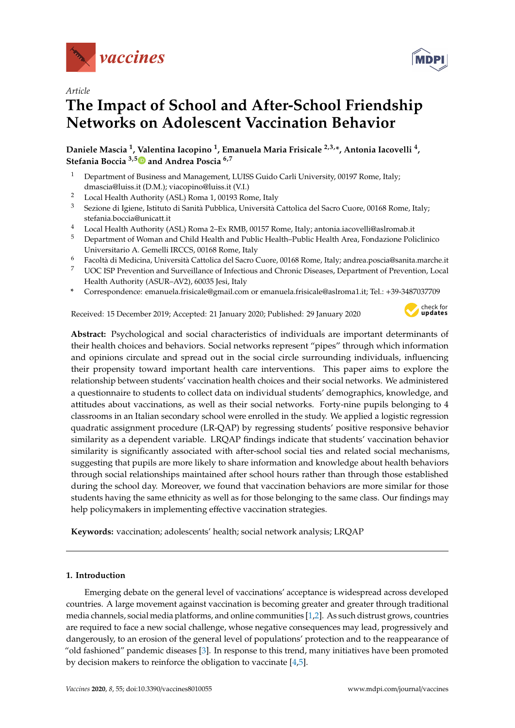*Article*

# The Impact of School and After-School Friendship Networks on Adolescent Vaccination Behavior

**Daniele Mascia [1], Valentina Iacopino [1], Emanuela Maria Frisicale [2,3,*], Antonia Iacovelli [4], Stefania Boccia [3,5] and Andrea Poscia [6,7]**

1. Department of Business and Management, LUISS Guido Carli University, 00197 Rome, Italy; dmascia@luiss.it (D.M.); viacopino@luiss.it (V.I.)
2. Local Health Authority (ASL) Roma 1, 00193 Rome, Italy
3. Sezione di Igiene, Istituto di Sanità Pubblica, Università Cattolica del Sacro Cuore, 00168 Rome, Italy; stefania.boccia@unicatt.it
4. Local Health Authority (ASL) Roma 2–Ex RMB, 00157 Rome, Italy; antonia.iacovelli@aslromab.it
5. Department of Woman and Child Health and Public Health–Public Health Area, Fondazione Policlinico Universitario A. Gemelli IRCCS, 00168 Rome, Italy
6. Facoltà di Medicina, Università Cattolica del Sacro Cuore, 00168 Rome, Italy; andrea.poscia@sanita.marche.it
7. UOC ISP Prevention and Surveillance of Infectious and Chronic Diseases, Department of Prevention, Local Health Authority (ASUR–AV2), 60035 Jesi, Italy

\* Correspondence: emanuela.frisicale@gmail.com or emanuela.frisicale@aslroma1.it; Tel.: +39-3487037709

Received: 15 December 2019; Accepted: 21 January 2020; Published: 29 January 2020

**Abstract:** Psychological and social characteristics of individuals are important determinants of their health choices and behaviors. Social networks represent "pipes" through which information and opinions circulate and spread out in the social circle surrounding individuals, influencing their propensity toward important health care interventions. This paper aims to explore the relationship between students' vaccination health choices and their social networks. We administered a questionnaire to students to collect data on individual students' demographics, knowledge, and attitudes about vaccinations, as well as their social networks. Forty-nine pupils belonging to 4 classrooms in an Italian secondary school were enrolled in the study. We applied a logistic regression quadratic assignment procedure (LR-QAP) by regressing students' positive responsive behavior similarity as a dependent variable. LRQAP findings indicate that students' vaccination behavior similarity is significantly associated with after-school social ties and related social mechanisms, suggesting that pupils are more likely to share information and knowledge about health behaviors through social relationships maintained after school hours rather than through those established during the school day. Moreover, we found that vaccination behaviors are more similar for those students having the same ethnicity as well as for those belonging to the same class. Our findings may help policymakers in implementing effective vaccination strategies.

**Keywords:** vaccination; adolescents' health; social network analysis; LRQAP

## 1. Introduction

Emerging debate on the general level of vaccinations' acceptance is widespread across developed countries. A large movement against vaccination is becoming greater and greater through traditional media channels, social media platforms, and online communities [1,2]. As such distrust grows, countries are required to face a new social challenge, whose negative consequences may lead, progressively and dangerously, to an erosion of the general level of populations' protection and to the reappearance of "old fashioned" pandemic diseases [3]. In response to this trend, many initiatives have been promoted by decision makers to reinforce the obligation to vaccinate [4,5].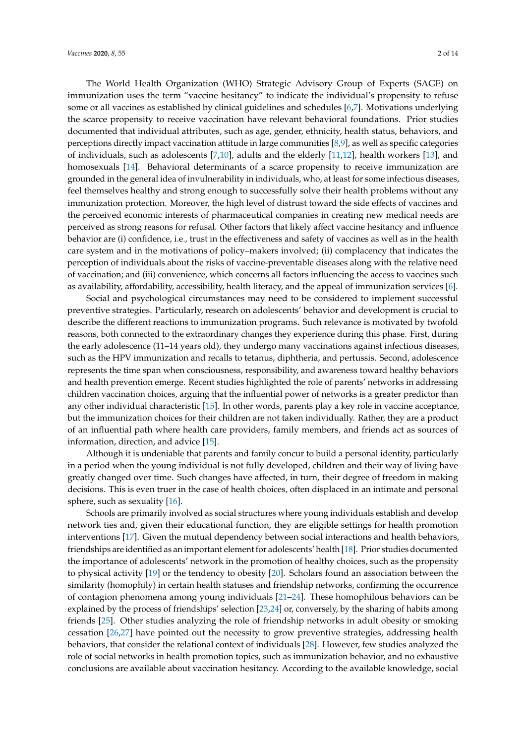The World Health Organization (WHO) Strategic Advisory Group of Experts (SAGE) on immunization uses the term "vaccine hesitancy" to indicate the individual's propensity to refuse some or all vaccines as established by clinical guidelines and schedules [6,7]. Motivations underlying the scarce propensity to receive vaccination have relevant behavioral foundations. Prior studies documented that individual attributes, such as age, gender, ethnicity, health status, behaviors, and perceptions directly impact vaccination attitude in large communities [8,9], as well as specific categories of individuals, such as adolescents [7,10], adults and the elderly [11,12], health workers [13], and homosexuals [14]. Behavioral determinants of a scarce propensity to receive immunization are grounded in the general idea of invulnerability in individuals, who, at least for some infectious diseases, feel themselves healthy and strong enough to successfully solve their health problems without any immunization protection. Moreover, the high level of distrust toward the side effects of vaccines and the perceived economic interests of pharmaceutical companies in creating new medical needs are perceived as strong reasons for refusal. Other factors that likely affect vaccine hesitancy and influence behavior are (i) confidence, i.e., trust in the effectiveness and safety of vaccines as well as in the health care system and in the motivations of policy–makers involved; (ii) complacency that indicates the perception of individuals about the risks of vaccine-preventable diseases along with the relative need of vaccination; and (iii) convenience, which concerns all factors influencing the access to vaccines such as availability, affordability, accessibility, health literacy, and the appeal of immunization services [6].

Social and psychological circumstances may need to be considered to implement successful preventive strategies. Particularly, research on adolescents' behavior and development is crucial to describe the different reactions to immunization programs. Such relevance is motivated by twofold reasons, both connected to the extraordinary changes they experience during this phase. First, during the early adolescence (11–14 years old), they undergo many vaccinations against infectious diseases, such as the HPV immunization and recalls to tetanus, diphtheria, and pertussis. Second, adolescence represents the time span when consciousness, responsibility, and awareness toward healthy behaviors and health prevention emerge. Recent studies highlighted the role of parents' networks in addressing children vaccination choices, arguing that the influential power of networks is a greater predictor than any other individual characteristic [15]. In other words, parents play a key role in vaccine acceptance, but the immunization choices for their children are not taken individually. Rather, they are a product of an influential path where health care providers, family members, and friends act as sources of information, direction, and advice [15].

Although it is undeniable that parents and family concur to build a personal identity, particularly in a period when the young individual is not fully developed, children and their way of living have greatly changed over time. Such changes have affected, in turn, their degree of freedom in making decisions. This is even truer in the case of health choices, often displaced in an intimate and personal sphere, such as sexuality [16].

Schools are primarily involved as social structures where young individuals establish and develop network ties and, given their educational function, they are eligible settings for health promotion interventions [17]. Given the mutual dependency between social interactions and health behaviors, friendships are identified as an important element for adolescents' health [18]. Prior studies documented the importance of adolescents' network in the promotion of healthy choices, such as the propensity to physical activity [19] or the tendency to obesity [20]. Scholars found an association between the similarity (homophily) in certain health statuses and friendship networks, confirming the occurrence of contagion phenomena among young individuals [21–24]. These homophilous behaviors can be explained by the process of friendships' selection [23,24] or, conversely, by the sharing of habits among friends [25]. Other studies analyzing the role of friendship networks in adult obesity or smoking cessation [26,27] have pointed out the necessity to grow preventive strategies, addressing health behaviors, that consider the relational context of individuals [28]. However, few studies analyzed the role of social networks in health promotion topics, such as immunization behavior, and no exhaustive conclusions are available about vaccination hesitancy. According to the available knowledge, social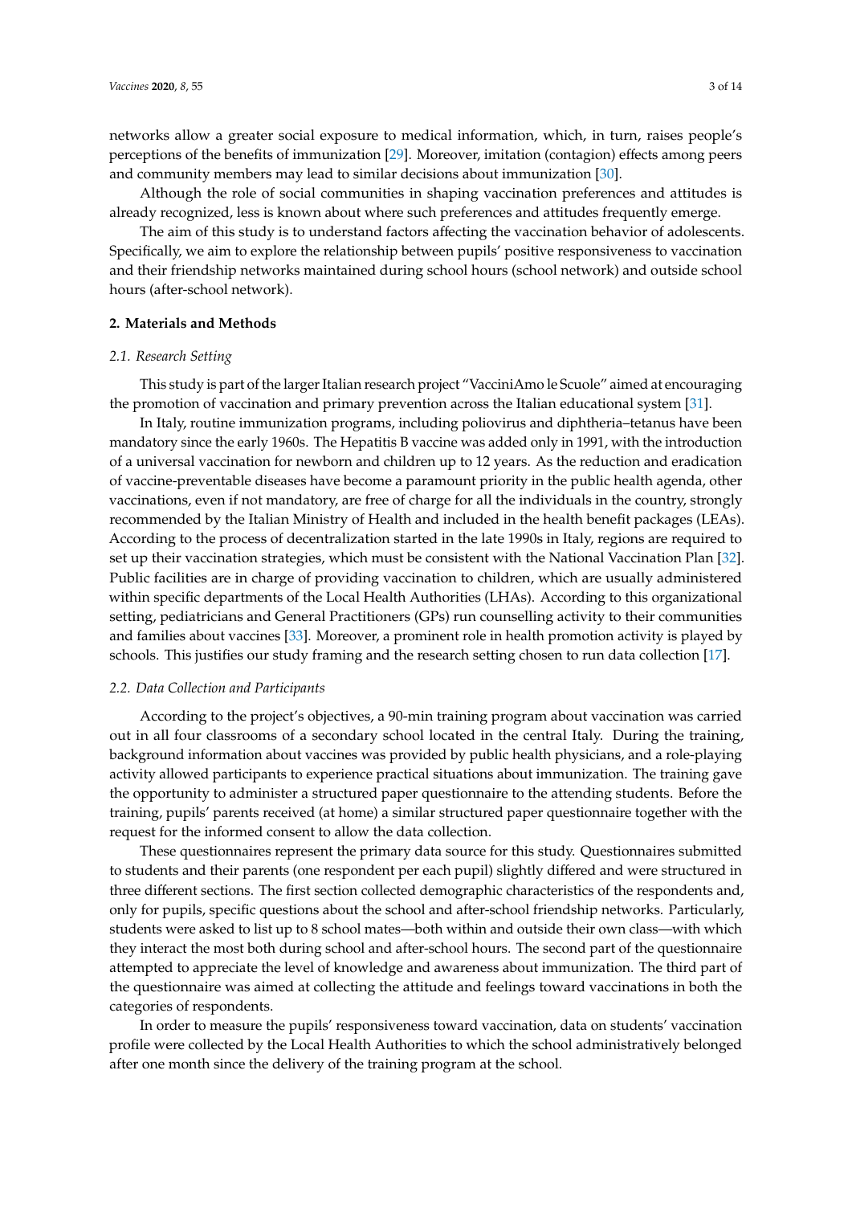networks allow a greater social exposure to medical information, which, in turn, raises people's perceptions of the benefits of immunization [29]. Moreover, imitation (contagion) effects among peers and community members may lead to similar decisions about immunization [30].

Although the role of social communities in shaping vaccination preferences and attitudes is already recognized, less is known about where such preferences and attitudes frequently emerge.

The aim of this study is to understand factors affecting the vaccination behavior of adolescents. Specifically, we aim to explore the relationship between pupils' positive responsiveness to vaccination and their friendship networks maintained during school hours (school network) and outside school hours (after-school network).

## 2. Materials and Methods

### *2.1. Research Setting*

This study is part of the larger Italian research project "VacciniAmo le Scuole" aimed at encouraging the promotion of vaccination and primary prevention across the Italian educational system [31].

In Italy, routine immunization programs, including poliovirus and diphtheria–tetanus have been mandatory since the early 1960s. The Hepatitis B vaccine was added only in 1991, with the introduction of a universal vaccination for newborn and children up to 12 years. As the reduction and eradication of vaccine-preventable diseases have become a paramount priority in the public health agenda, other vaccinations, even if not mandatory, are free of charge for all the individuals in the country, strongly recommended by the Italian Ministry of Health and included in the health benefit packages (LEAs). According to the process of decentralization started in the late 1990s in Italy, regions are required to set up their vaccination strategies, which must be consistent with the National Vaccination Plan [32]. Public facilities are in charge of providing vaccination to children, which are usually administered within specific departments of the Local Health Authorities (LHAs). According to this organizational setting, pediatricians and General Practitioners (GPs) run counselling activity to their communities and families about vaccines [33]. Moreover, a prominent role in health promotion activity is played by schools. This justifies our study framing and the research setting chosen to run data collection [17].

### *2.2. Data Collection and Participants*

According to the project's objectives, a 90-min training program about vaccination was carried out in all four classrooms of a secondary school located in the central Italy. During the training, background information about vaccines was provided by public health physicians, and a role-playing activity allowed participants to experience practical situations about immunization. The training gave the opportunity to administer a structured paper questionnaire to the attending students. Before the training, pupils' parents received (at home) a similar structured paper questionnaire together with the request for the informed consent to allow the data collection.

These questionnaires represent the primary data source for this study. Questionnaires submitted to students and their parents (one respondent per each pupil) slightly differed and were structured in three different sections. The first section collected demographic characteristics of the respondents and, only for pupils, specific questions about the school and after-school friendship networks. Particularly, students were asked to list up to 8 school mates—both within and outside their own class—with which they interact the most both during school and after-school hours. The second part of the questionnaire attempted to appreciate the level of knowledge and awareness about immunization. The third part of the questionnaire was aimed at collecting the attitude and feelings toward vaccinations in both the categories of respondents.

In order to measure the pupils' responsiveness toward vaccination, data on students' vaccination profile were collected by the Local Health Authorities to which the school administratively belonged after one month since the delivery of the training program at the school.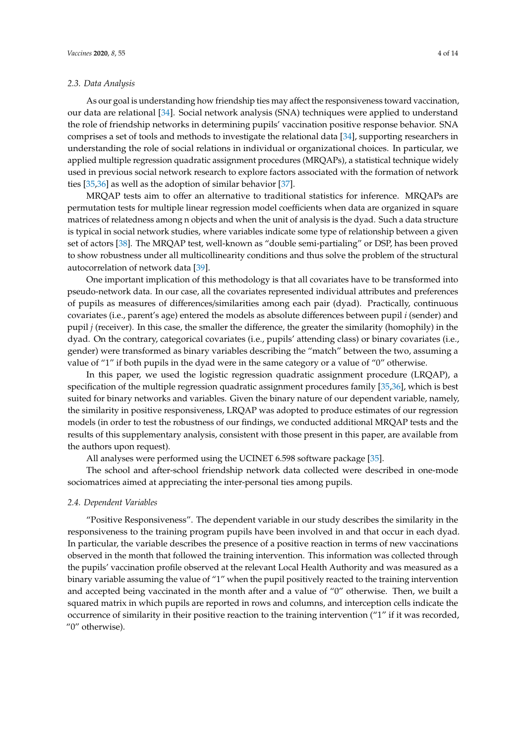### 2.3. Data Analysis

As our goal is understanding how friendship ties may affect the responsiveness toward vaccination, our data are relational [34]. Social network analysis (SNA) techniques were applied to understand the role of friendship networks in determining pupils' vaccination positive response behavior. SNA comprises a set of tools and methods to investigate the relational data [34], supporting researchers in understanding the role of social relations in individual or organizational choices. In particular, we applied multiple regression quadratic assignment procedures (MRQAPs), a statistical technique widely used in previous social network research to explore factors associated with the formation of network ties [35,36] as well as the adoption of similar behavior [37].

MRQAP tests aim to offer an alternative to traditional statistics for inference. MRQAPs are permutation tests for multiple linear regression model coefficients when data are organized in square matrices of relatedness among n objects and when the unit of analysis is the dyad. Such a data structure is typical in social network studies, where variables indicate some type of relationship between a given set of actors [38]. The MRQAP test, well-known as "double semi-partialing" or DSP, has been proved to show robustness under all multicollinearity conditions and thus solve the problem of the structural autocorrelation of network data [39].

One important implication of this methodology is that all covariates have to be transformed into pseudo-network data. In our case, all the covariates represented individual attributes and preferences of pupils as measures of differences/similarities among each pair (dyad). Practically, continuous covariates (i.e., parent's age) entered the models as absolute differences between pupil $i$ (sender) and pupil $j$ (receiver). In this case, the smaller the difference, the greater the similarity (homophily) in the dyad. On the contrary, categorical covariates (i.e., pupils' attending class) or binary covariates (i.e., gender) were transformed as binary variables describing the "match" between the two, assuming a value of "1" if both pupils in the dyad were in the same category or a value of "0" otherwise.

In this paper, we used the logistic regression quadratic assignment procedure (LRQAP), a specification of the multiple regression quadratic assignment procedures family [35,36], which is best suited for binary networks and variables. Given the binary nature of our dependent variable, namely, the similarity in positive responsiveness, LRQAP was adopted to produce estimates of our regression models (in order to test the robustness of our findings, we conducted additional MRQAP tests and the results of this supplementary analysis, consistent with those present in this paper, are available from the authors upon request).

All analyses were performed using the UCINET 6.598 software package [35].

The school and after-school friendship network data collected were described in one-mode sociomatrices aimed at appreciating the inter-personal ties among pupils.

### 2.4. Dependent Variables

"Positive Responsiveness". The dependent variable in our study describes the similarity in the responsiveness to the training program pupils have been involved in and that occur in each dyad. In particular, the variable describes the presence of a positive reaction in terms of new vaccinations observed in the month that followed the training intervention. This information was collected through the pupils' vaccination profile observed at the relevant Local Health Authority and was measured as a binary variable assuming the value of "1" when the pupil positively reacted to the training intervention and accepted being vaccinated in the month after and a value of "0" otherwise. Then, we built a squared matrix in which pupils are reported in rows and columns, and interception cells indicate the occurrence of similarity in their positive reaction to the training intervention ("1" if it was recorded, "0" otherwise).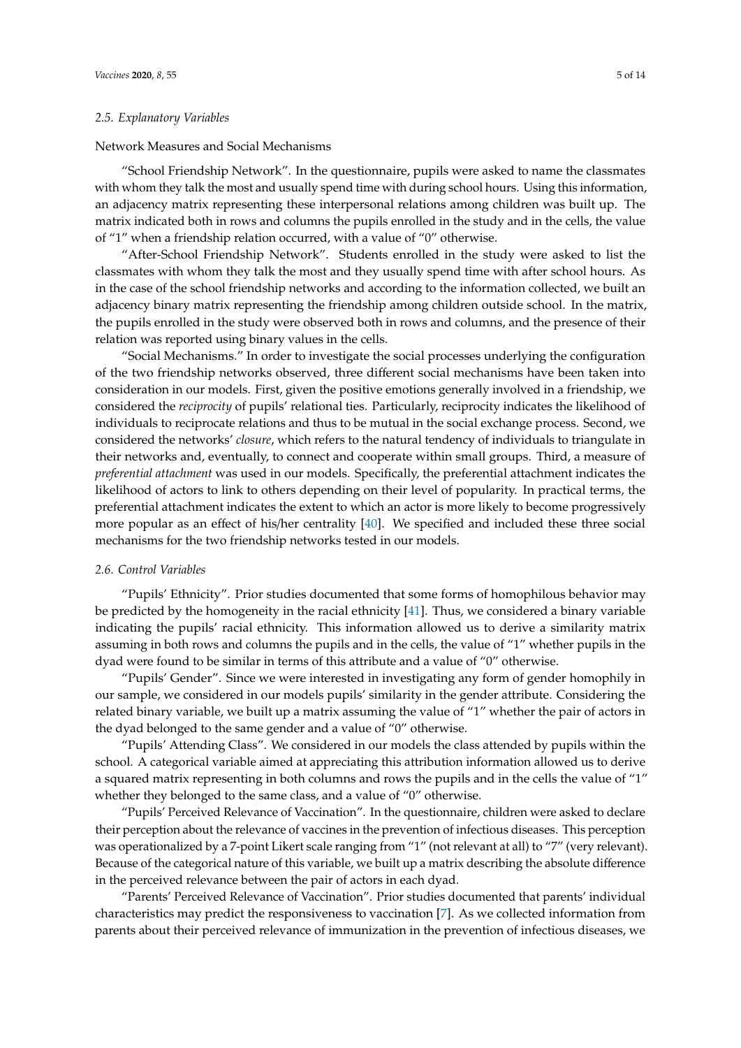### 2.5. Explanatory Variables

Network Measures and Social Mechanisms

"School Friendship Network". In the questionnaire, pupils were asked to name the classmates with whom they talk the most and usually spend time with during school hours. Using this information, an adjacency matrix representing these interpersonal relations among children was built up. The matrix indicated both in rows and columns the pupils enrolled in the study and in the cells, the value of "1" when a friendship relation occurred, with a value of "0" otherwise.

"After-School Friendship Network". Students enrolled in the study were asked to list the classmates with whom they talk the most and they usually spend time with after school hours. As in the case of the school friendship networks and according to the information collected, we built an adjacency binary matrix representing the friendship among children outside school. In the matrix, the pupils enrolled in the study were observed both in rows and columns, and the presence of their relation was reported using binary values in the cells.

"Social Mechanisms." In order to investigate the social processes underlying the configuration of the two friendship networks observed, three different social mechanisms have been taken into consideration in our models. First, given the positive emotions generally involved in a friendship, we considered the *reciprocity* of pupils' relational ties. Particularly, reciprocity indicates the likelihood of individuals to reciprocate relations and thus to be mutual in the social exchange process. Second, we considered the networks' *closure*, which refers to the natural tendency of individuals to triangulate in their networks and, eventually, to connect and cooperate within small groups. Third, a measure of *preferential attachment* was used in our models. Specifically, the preferential attachment indicates the likelihood of actors to link to others depending on their level of popularity. In practical terms, the preferential attachment indicates the extent to which an actor is more likely to become progressively more popular as an effect of his/her centrality [40]. We specified and included these three social mechanisms for the two friendship networks tested in our models.

### 2.6. Control Variables

"Pupils' Ethnicity". Prior studies documented that some forms of homophilous behavior may be predicted by the homogeneity in the racial ethnicity [41]. Thus, we considered a binary variable indicating the pupils' racial ethnicity. This information allowed us to derive a similarity matrix assuming in both rows and columns the pupils and in the cells, the value of "1" whether pupils in the dyad were found to be similar in terms of this attribute and a value of "0" otherwise.

"Pupils' Gender". Since we were interested in investigating any form of gender homophily in our sample, we considered in our models pupils' similarity in the gender attribute. Considering the related binary variable, we built up a matrix assuming the value of "1" whether the pair of actors in the dyad belonged to the same gender and a value of "0" otherwise.

"Pupils' Attending Class". We considered in our models the class attended by pupils within the school. A categorical variable aimed at appreciating this attribution information allowed us to derive a squared matrix representing in both columns and rows the pupils and in the cells the value of "1" whether they belonged to the same class, and a value of "0" otherwise.

"Pupils' Perceived Relevance of Vaccination". In the questionnaire, children were asked to declare their perception about the relevance of vaccines in the prevention of infectious diseases. This perception was operationalized by a 7-point Likert scale ranging from "1" (not relevant at all) to "7" (very relevant). Because of the categorical nature of this variable, we built up a matrix describing the absolute difference in the perceived relevance between the pair of actors in each dyad.

"Parents' Perceived Relevance of Vaccination". Prior studies documented that parents' individual characteristics may predict the responsiveness to vaccination [7]. As we collected information from parents about their perceived relevance of immunization in the prevention of infectious diseases, we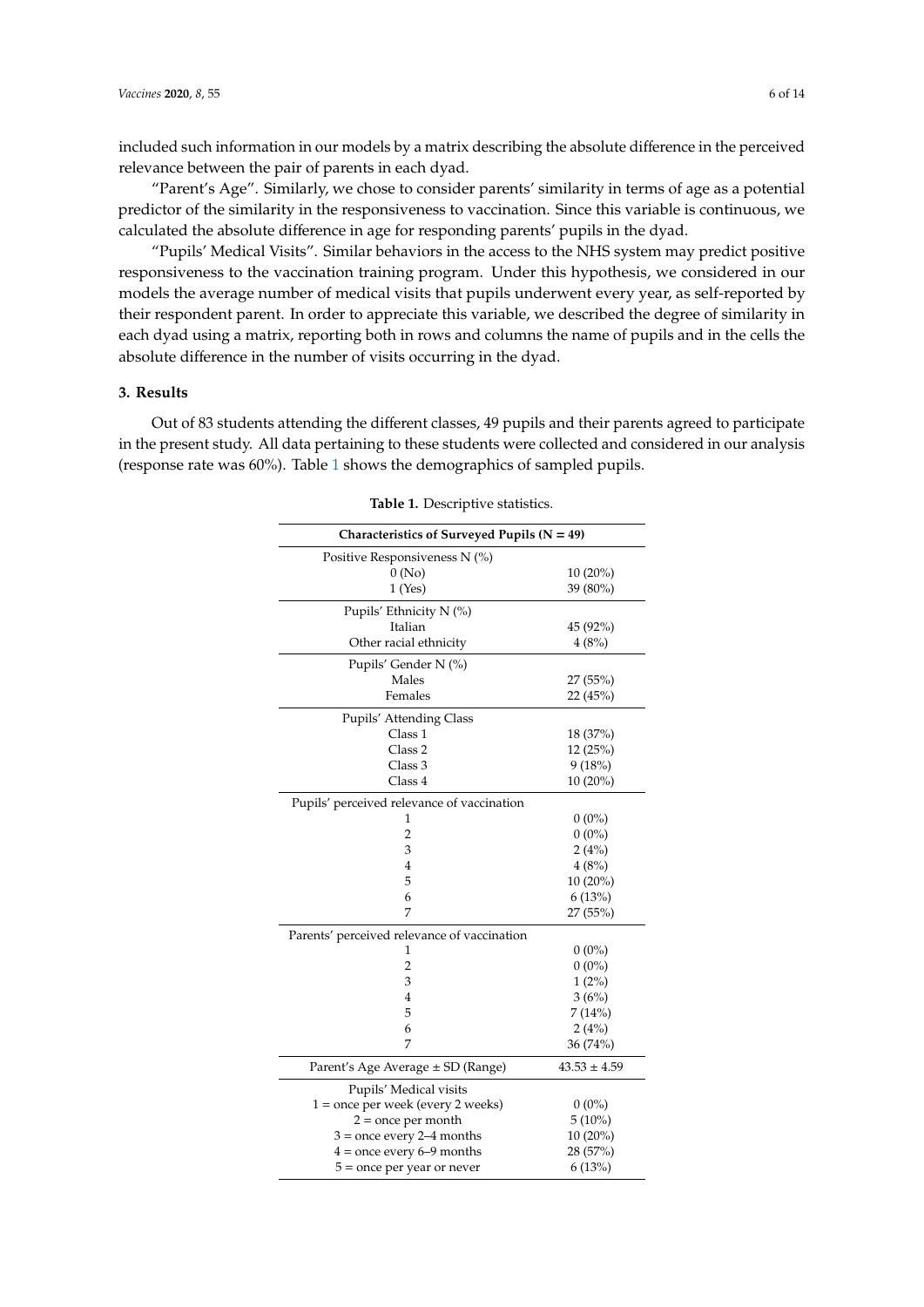included such information in our models by a matrix describing the absolute difference in the perceived relevance between the pair of parents in each dyad.

"Parent's Age". Similarly, we chose to consider parents' similarity in terms of age as a potential predictor of the similarity in the responsiveness to vaccination. Since this variable is continuous, we calculated the absolute difference in age for responding parents' pupils in the dyad.

"Pupils' Medical Visits". Similar behaviors in the access to the NHS system may predict positive responsiveness to the vaccination training program. Under this hypothesis, we considered in our models the average number of medical visits that pupils underwent every year, as self-reported by their respondent parent. In order to appreciate this variable, we described the degree of similarity in each dyad using a matrix, reporting both in rows and columns the name of pupils and in the cells the absolute difference in the number of visits occurring in the dyad.

## 3. Results

Out of 83 students attending the different classes, 49 pupils and their parents agreed to participate in the present study. All data pertaining to these students were collected and considered in our analysis (response rate was 60%). Table 1 shows the demographics of sampled pupils.

**Table 1.** Descriptive statistics.

| Characteristics of Surveyed Pupils (N = 49) | |
|---|---|
| Positive Responsiveness N (%) | |
| 0 (No) | 10 (20%) |
| 1 (Yes) | 39 (80%) |
| Pupils' Ethnicity N (%) | |
| Italian | 45 (92%) |
| Other racial ethnicity | 4 (8%) |
| Pupils' Gender N (%) | |
| Males | 27 (55%) |
| Females | 22 (45%) |
| Pupils' Attending Class | |
| Class 1 | 18 (37%) |
| Class 2 | 12 (25%) |
| Class 3 | 9 (18%) |
| Class 4 | 10 (20%) |
| Pupils' perceived relevance of vaccination | |
| 1 | 0 (0%) |
| 2 | 0 (0%) |
| 3 | 2 (4%) |
| 4 | 4 (8%) |
| 5 | 10 (20%) |
| 6 | 6 (13%) |
| 7 | 27 (55%) |
| Parents' perceived relevance of vaccination | |
| 1 | 0 (0%) |
| 2 | 0 (0%) |
| 3 | 1 (2%) |
| 4 | 3 (6%) |
| 5 | 7 (14%) |
| 6 | 2 (4%) |
| 7 | 36 (74%) |
| Parent's Age Average ± SD (Range) | 43.53 ± 4.59 |
| Pupils' Medical visits | |
| 1 = once per week (every 2 weeks) | 0 (0%) |
| 2 = once per month | 5 (10%) |
| 3 = once every 2–4 months | 10 (20%) |
| 4 = once every 6–9 months | 28 (57%) |
| 5 = once per year or never | 6 (13%) |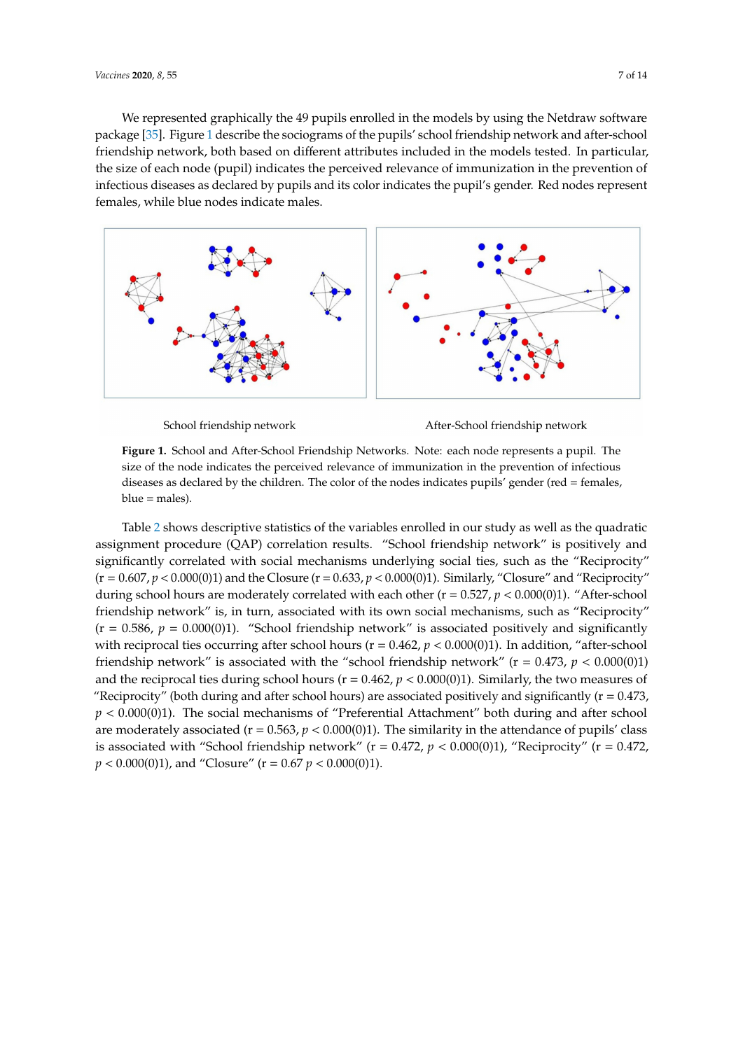We represented graphically the 49 pupils enrolled in the models by using the Netdraw software package [35]. Figure 1 describe the sociograms of the pupils' school friendship network and after-school friendship network, both based on different attributes included in the models tested. In particular, the size of each node (pupil) indicates the perceived relevance of immunization in the prevention of infectious diseases as declared by pupils and its color indicates the pupil's gender. Red nodes represent females, while blue nodes indicate males.

School friendship network — After-School friendship network

**Figure 1.** School and After-School Friendship Networks. Note: each node represents a pupil. The size of the node indicates the perceived relevance of immunization in the prevention of infectious diseases as declared by the children. The color of the nodes indicates pupils' gender (red = females, blue = males).

Table 2 shows descriptive statistics of the variables enrolled in our study as well as the quadratic assignment procedure (QAP) correlation results. "School friendship network" is positively and significantly correlated with social mechanisms underlying social ties, such as the "Reciprocity" (r = 0.607, $p < 0.000(0)1$) and the Closure (r = 0.633, $p < 0.000(0)1$). Similarly, "Closure" and "Reciprocity" during school hours are moderately correlated with each other (r = 0.527, $p < 0.000(0)1$). "After-school friendship network" is, in turn, associated with its own social mechanisms, such as "Reciprocity" (r = 0.586, $p = 0.000(0)1$). "School friendship network" is associated positively and significantly with reciprocal ties occurring after school hours (r = 0.462, $p < 0.000(0)1$). In addition, "after-school friendship network" is associated with the "school friendship network" (r = 0.473, $p < 0.000(0)1$) and the reciprocal ties during school hours (r = 0.462, $p < 0.000(0)1$). Similarly, the two measures of "Reciprocity" (both during and after school hours) are associated positively and significantly (r = 0.473, $p < 0.000(0)1$). The social mechanisms of "Preferential Attachment" both during and after school are moderately associated (r = 0.563, $p < 0.000(0)1$). The similarity in the attendance of pupils' class is associated with "School friendship network" (r = 0.472, $p < 0.000(0)1$), "Reciprocity" (r = 0.472, $p < 0.000(0)1$), and "Closure" (r = 0.67 $p < 0.000(0)1$).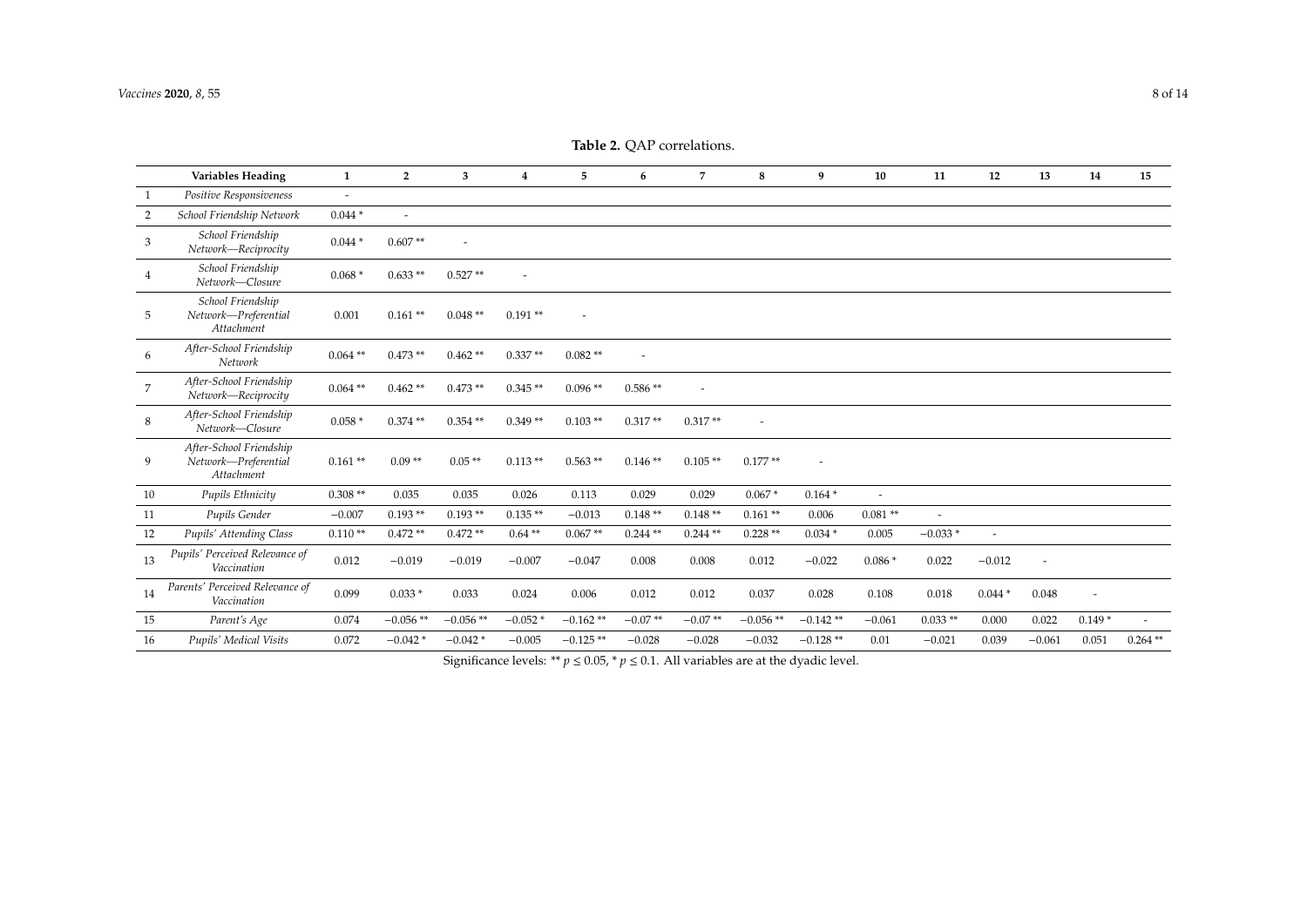**Table 2.** QAP correlations.

| | Variables Heading | 1 | 2 | 3 | 4 | 5 | 6 | 7 | 8 | 9 | 10 | 11 | 12 | 13 | 14 | 15 |
|---|---|---|---|---|---|---|---|---|---|---|---|---|---|---|---|---|
| 1 | *Positive Responsiveness* | - | | | | | | | | | | | | | | |
| 2 | *School Friendship Network* | 0.044 * | - | | | | | | | | | | | | | |
| 3 | *School Friendship Network—Reciprocity* | 0.044 * | 0.607 ** | - | | | | | | | | | | | | |
| 4 | *School Friendship Network—Closure* | 0.068 * | 0.633 ** | 0.527 ** | - | | | | | | | | | | | |
| 5 | *School Friendship Network—Preferential Attachment* | 0.001 | 0.161 ** | 0.048 ** | 0.191 ** | - | | | | | | | | | | |
| 6 | *After-School Friendship Network* | 0.064 ** | 0.473 ** | 0.462 ** | 0.337 ** | 0.082 ** | - | | | | | | | | | |
| 7 | *After-School Friendship Network—Reciprocity* | 0.064 ** | 0.462 ** | 0.473 ** | 0.345 ** | 0.096 ** | 0.586 ** | - | | | | | | | | |
| 8 | *After-School Friendship Network—Closure* | 0.058 * | 0.374 ** | 0.354 ** | 0.349 ** | 0.103 ** | 0.317 ** | 0.317 ** | - | | | | | | | |
| 9 | *After-School Friendship Network—Preferential Attachment* | 0.161 ** | 0.09 ** | 0.05 ** | 0.113 ** | 0.563 ** | 0.146 ** | 0.105 ** | 0.177 ** | - | | | | | | |
| 10 | *Pupils Ethnicity* | 0.308 ** | 0.035 | 0.035 | 0.026 | 0.113 | 0.029 | 0.029 | 0.067 * | 0.164 * | - | | | | | |
| 11 | *Pupils Gender* | −0.007 | 0.193 ** | 0.193 ** | 0.135 ** | −0.013 | 0.148 ** | 0.148 ** | 0.161 ** | 0.006 | 0.081 ** | - | | | | |
| 12 | *Pupils' Attending Class* | 0.110 ** | 0.472 ** | 0.472 ** | 0.64 ** | 0.067 ** | 0.244 ** | 0.244 ** | 0.228 ** | 0.034 * | 0.005 | −0.033 * | - | | | |
| 13 | *Pupils' Perceived Relevance of Vaccination* | 0.012 | −0.019 | −0.019 | −0.007 | −0.047 | 0.008 | 0.008 | 0.012 | −0.022 | 0.086 * | 0.022 | −0.012 | - | | |
| 14 | *Parents' Perceived Relevance of Vaccination* | 0.099 | 0.033 * | 0.033 | 0.024 | 0.006 | 0.012 | 0.012 | 0.037 | 0.028 | 0.108 | 0.018 | 0.044 * | 0.048 | - | |
| 15 | *Parent's Age* | 0.074 | −0.056 ** | −0.056 ** | −0.052 * | −0.162 ** | −0.07 ** | −0.07 ** | −0.056 ** | −0.142 ** | −0.061 | 0.033 ** | 0.000 | 0.022 | 0.149 * | - |
| 16 | *Pupils' Medical Visits* | 0.072 | −0.042 * | −0.042 * | −0.005 | −0.125 ** | −0.028 | −0.028 | −0.032 | −0.128 ** | 0.01 | −0.021 | 0.039 | −0.061 | 0.051 | 0.264 ** |

Significance levels: ** $p \leq 0.05$, * $p \leq 0.1$. All variables are at the dyadic level.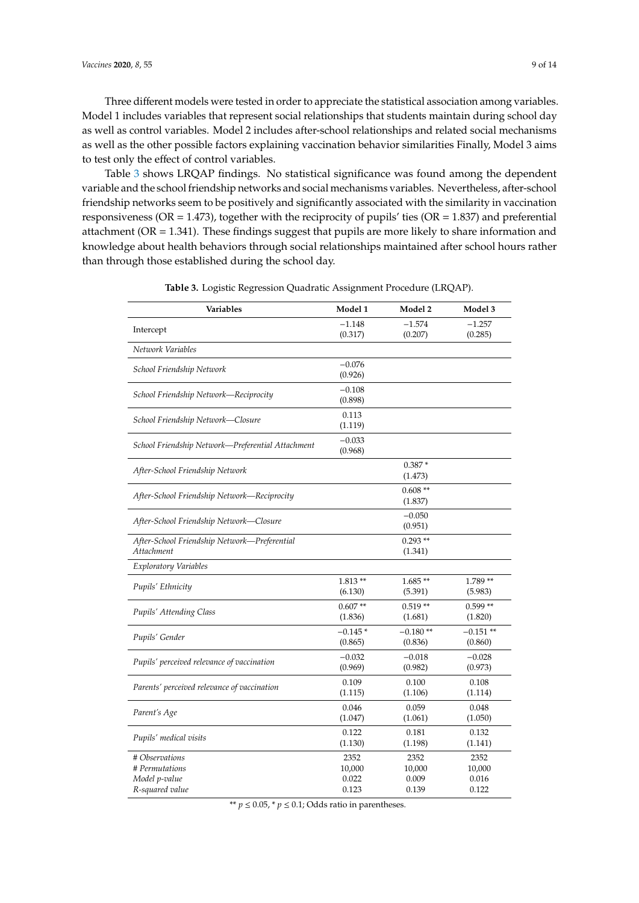Three different models were tested in order to appreciate the statistical association among variables. Model 1 includes variables that represent social relationships that students maintain during school day as well as control variables. Model 2 includes after-school relationships and related social mechanisms as well as the other possible factors explaining vaccination behavior similarities Finally, Model 3 aims to test only the effect of control variables.

Table 3 shows LRQAP findings. No statistical significance was found among the dependent variable and the school friendship networks and social mechanisms variables. Nevertheless, after-school friendship networks seem to be positively and significantly associated with the similarity in vaccination responsiveness (OR = 1.473), together with the reciprocity of pupils' ties (OR = 1.837) and preferential attachment (OR = 1.341). These findings suggest that pupils are more likely to share information and knowledge about health behaviors through social relationships maintained after school hours rather than through those established during the school day.

**Table 3.** Logistic Regression Quadratic Assignment Procedure (LRQAP).

| Variables | Model 1 | Model 2 | Model 3 |
|---|---|---|---|
| Intercept | −1.148 (0.317) | −1.574 (0.207) | −1.257 (0.285) |
| *Network Variables* | | | |
| *School Friendship Network* | −0.076 (0.926) | | |
| *School Friendship Network—Reciprocity* | −0.108 (0.898) | | |
| *School Friendship Network—Closure* | 0.113 (1.119) | | |
| *School Friendship Network—Preferential Attachment* | −0.033 (0.968) | | |
| *After-School Friendship Network* | | 0.387 * (1.473) | |
| *After-School Friendship Network—Reciprocity* | | 0.608 ** (1.837) | |
| *After-School Friendship Network—Closure* | | −0.050 (0.951) | |
| *After-School Friendship Network—Preferential Attachment* | | 0.293 ** (1.341) | |
| *Exploratory Variables* | | | |
| *Pupils' Ethnicity* | 1.813 ** (6.130) | 1.685 ** (5.391) | 1.789 ** (5.983) |
| *Pupils' Attending Class* | 0.607 ** (1.836) | 0.519 ** (1.681) | 0.599 ** (1.820) |
| *Pupils' Gender* | −0.145 * (0.865) | −0.180 ** (0.836) | −0.151 ** (0.860) |
| *Pupils' perceived relevance of vaccination* | −0.032 (0.969) | −0.018 (0.982) | −0.028 (0.973) |
| *Parents' perceived relevance of vaccination* | 0.109 (1.115) | 0.100 (1.106) | 0.108 (1.114) |
| *Parent's Age* | 0.046 (1.047) | 0.059 (1.061) | 0.048 (1.050) |
| *Pupils' medical visits* | 0.122 (1.130) | 0.181 (1.198) | 0.132 (1.141) |
| *# Observations* | 2352 | 2352 | 2352 |
| *# Permutations* | 10,000 | 10,000 | 10,000 |
| *Model p-value* | 0.022 | 0.009 | 0.016 |
| *R-squared value* | 0.123 | 0.139 | 0.122 |

** $p \leq 0.05$, * $p \leq 0.1$; Odds ratio in parentheses.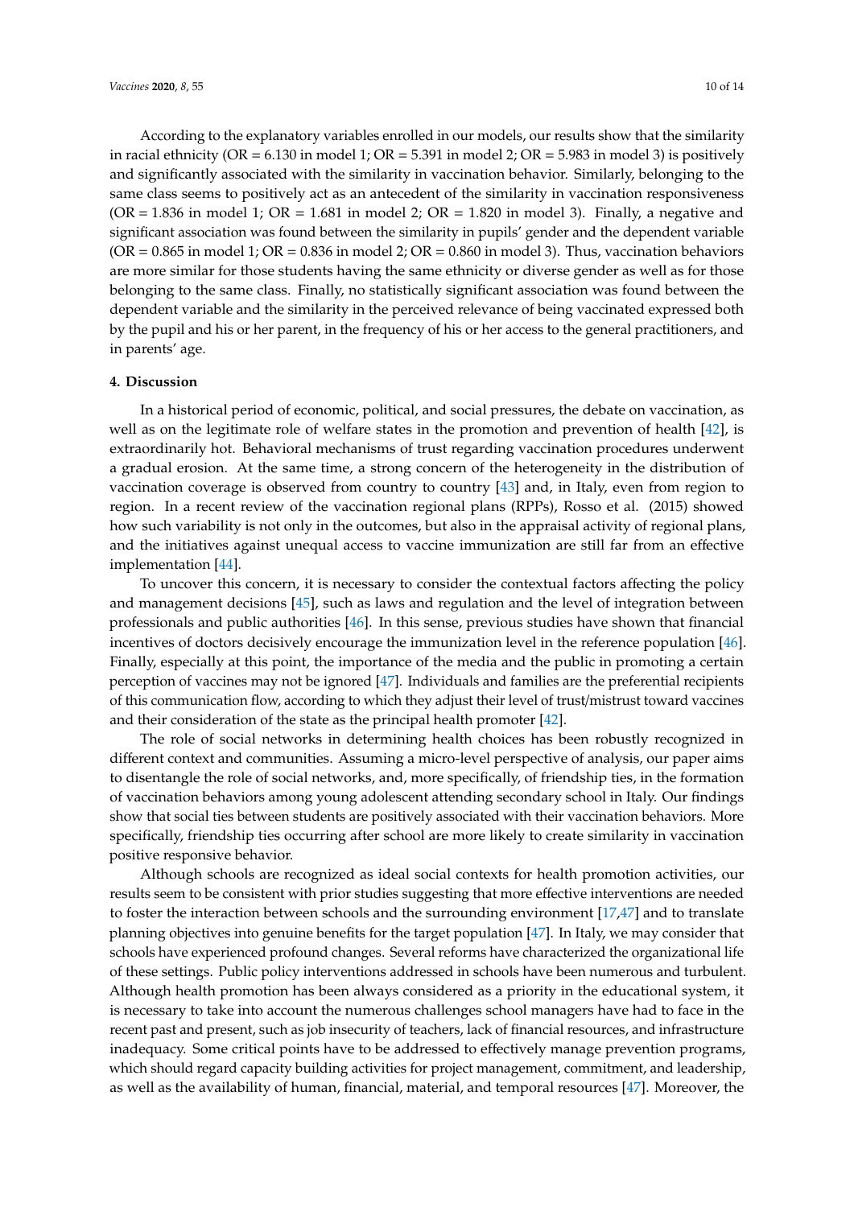According to the explanatory variables enrolled in our models, our results show that the similarity in racial ethnicity (OR = 6.130 in model 1; OR = 5.391 in model 2; OR = 5.983 in model 3) is positively and significantly associated with the similarity in vaccination behavior. Similarly, belonging to the same class seems to positively act as an antecedent of the similarity in vaccination responsiveness (OR = 1.836 in model 1; OR = 1.681 in model 2; OR = 1.820 in model 3). Finally, a negative and significant association was found between the similarity in pupils' gender and the dependent variable (OR = 0.865 in model 1; OR = 0.836 in model 2; OR = 0.860 in model 3). Thus, vaccination behaviors are more similar for those students having the same ethnicity or diverse gender as well as for those belonging to the same class. Finally, no statistically significant association was found between the dependent variable and the similarity in the perceived relevance of being vaccinated expressed both by the pupil and his or her parent, in the frequency of his or her access to the general practitioners, and in parents' age.

## 4. Discussion

In a historical period of economic, political, and social pressures, the debate on vaccination, as well as on the legitimate role of welfare states in the promotion and prevention of health [42], is extraordinarily hot. Behavioral mechanisms of trust regarding vaccination procedures underwent a gradual erosion. At the same time, a strong concern of the heterogeneity in the distribution of vaccination coverage is observed from country to country [43] and, in Italy, even from region to region. In a recent review of the vaccination regional plans (RPPs), Rosso et al. (2015) showed how such variability is not only in the outcomes, but also in the appraisal activity of regional plans, and the initiatives against unequal access to vaccine immunization are still far from an effective implementation [44].

To uncover this concern, it is necessary to consider the contextual factors affecting the policy and management decisions [45], such as laws and regulation and the level of integration between professionals and public authorities [46]. In this sense, previous studies have shown that financial incentives of doctors decisively encourage the immunization level in the reference population [46]. Finally, especially at this point, the importance of the media and the public in promoting a certain perception of vaccines may not be ignored [47]. Individuals and families are the preferential recipients of this communication flow, according to which they adjust their level of trust/mistrust toward vaccines and their consideration of the state as the principal health promoter [42].

The role of social networks in determining health choices has been robustly recognized in different context and communities. Assuming a micro-level perspective of analysis, our paper aims to disentangle the role of social networks, and, more specifically, of friendship ties, in the formation of vaccination behaviors among young adolescent attending secondary school in Italy. Our findings show that social ties between students are positively associated with their vaccination behaviors. More specifically, friendship ties occurring after school are more likely to create similarity in vaccination positive responsive behavior.

Although schools are recognized as ideal social contexts for health promotion activities, our results seem to be consistent with prior studies suggesting that more effective interventions are needed to foster the interaction between schools and the surrounding environment [17,47] and to translate planning objectives into genuine benefits for the target population [47]. In Italy, we may consider that schools have experienced profound changes. Several reforms have characterized the organizational life of these settings. Public policy interventions addressed in schools have been numerous and turbulent. Although health promotion has been always considered as a priority in the educational system, it is necessary to take into account the numerous challenges school managers have had to face in the recent past and present, such as job insecurity of teachers, lack of financial resources, and infrastructure inadequacy. Some critical points have to be addressed to effectively manage prevention programs, which should regard capacity building activities for project management, commitment, and leadership, as well as the availability of human, financial, material, and temporal resources [47]. Moreover, the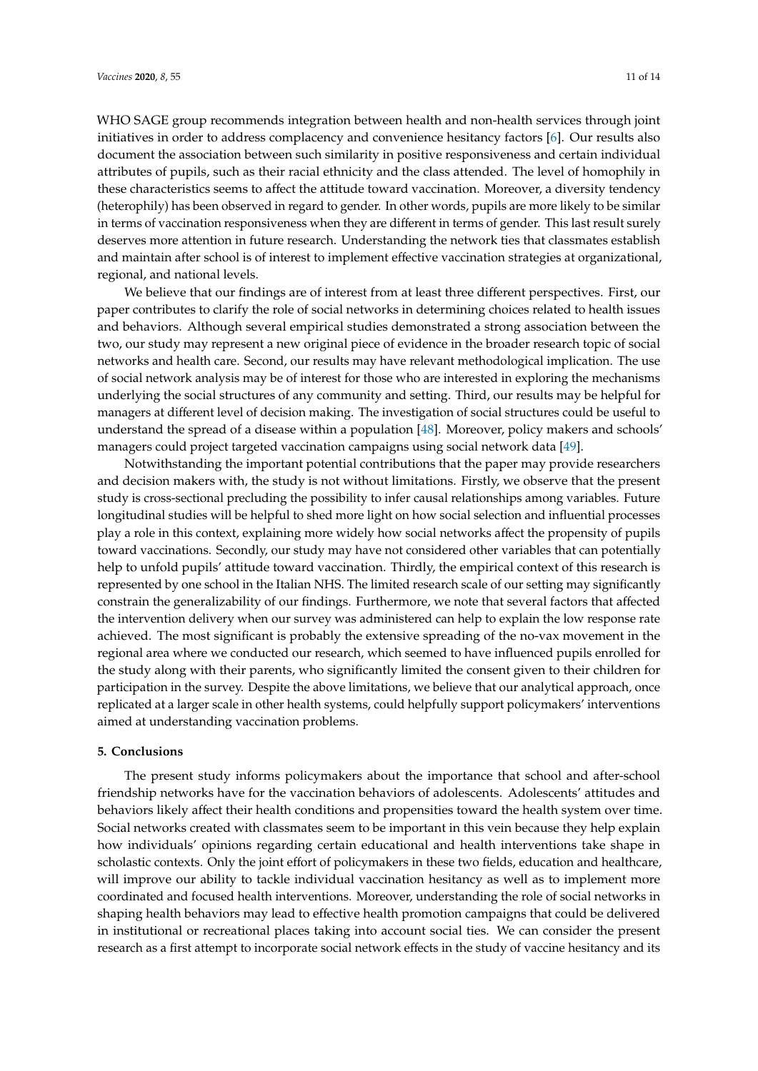WHO SAGE group recommends integration between health and non-health services through joint initiatives in order to address complacency and convenience hesitancy factors [6]. Our results also document the association between such similarity in positive responsiveness and certain individual attributes of pupils, such as their racial ethnicity and the class attended. The level of homophily in these characteristics seems to affect the attitude toward vaccination. Moreover, a diversity tendency (heterophily) has been observed in regard to gender. In other words, pupils are more likely to be similar in terms of vaccination responsiveness when they are different in terms of gender. This last result surely deserves more attention in future research. Understanding the network ties that classmates establish and maintain after school is of interest to implement effective vaccination strategies at organizational, regional, and national levels.

We believe that our findings are of interest from at least three different perspectives. First, our paper contributes to clarify the role of social networks in determining choices related to health issues and behaviors. Although several empirical studies demonstrated a strong association between the two, our study may represent a new original piece of evidence in the broader research topic of social networks and health care. Second, our results may have relevant methodological implication. The use of social network analysis may be of interest for those who are interested in exploring the mechanisms underlying the social structures of any community and setting. Third, our results may be helpful for managers at different level of decision making. The investigation of social structures could be useful to understand the spread of a disease within a population [48]. Moreover, policy makers and schools' managers could project targeted vaccination campaigns using social network data [49].

Notwithstanding the important potential contributions that the paper may provide researchers and decision makers with, the study is not without limitations. Firstly, we observe that the present study is cross-sectional precluding the possibility to infer causal relationships among variables. Future longitudinal studies will be helpful to shed more light on how social selection and influential processes play a role in this context, explaining more widely how social networks affect the propensity of pupils toward vaccinations. Secondly, our study may have not considered other variables that can potentially help to unfold pupils' attitude toward vaccination. Thirdly, the empirical context of this research is represented by one school in the Italian NHS. The limited research scale of our setting may significantly constrain the generalizability of our findings. Furthermore, we note that several factors that affected the intervention delivery when our survey was administered can help to explain the low response rate achieved. The most significant is probably the extensive spreading of the no-vax movement in the regional area where we conducted our research, which seemed to have influenced pupils enrolled for the study along with their parents, who significantly limited the consent given to their children for participation in the survey. Despite the above limitations, we believe that our analytical approach, once replicated at a larger scale in other health systems, could helpfully support policymakers' interventions aimed at understanding vaccination problems.

## 5. Conclusions

The present study informs policymakers about the importance that school and after-school friendship networks have for the vaccination behaviors of adolescents. Adolescents' attitudes and behaviors likely affect their health conditions and propensities toward the health system over time. Social networks created with classmates seem to be important in this vein because they help explain how individuals' opinions regarding certain educational and health interventions take shape in scholastic contexts. Only the joint effort of policymakers in these two fields, education and healthcare, will improve our ability to tackle individual vaccination hesitancy as well as to implement more coordinated and focused health interventions. Moreover, understanding the role of social networks in shaping health behaviors may lead to effective health promotion campaigns that could be delivered in institutional or recreational places taking into account social ties. We can consider the present research as a first attempt to incorporate social network effects in the study of vaccine hesitancy and its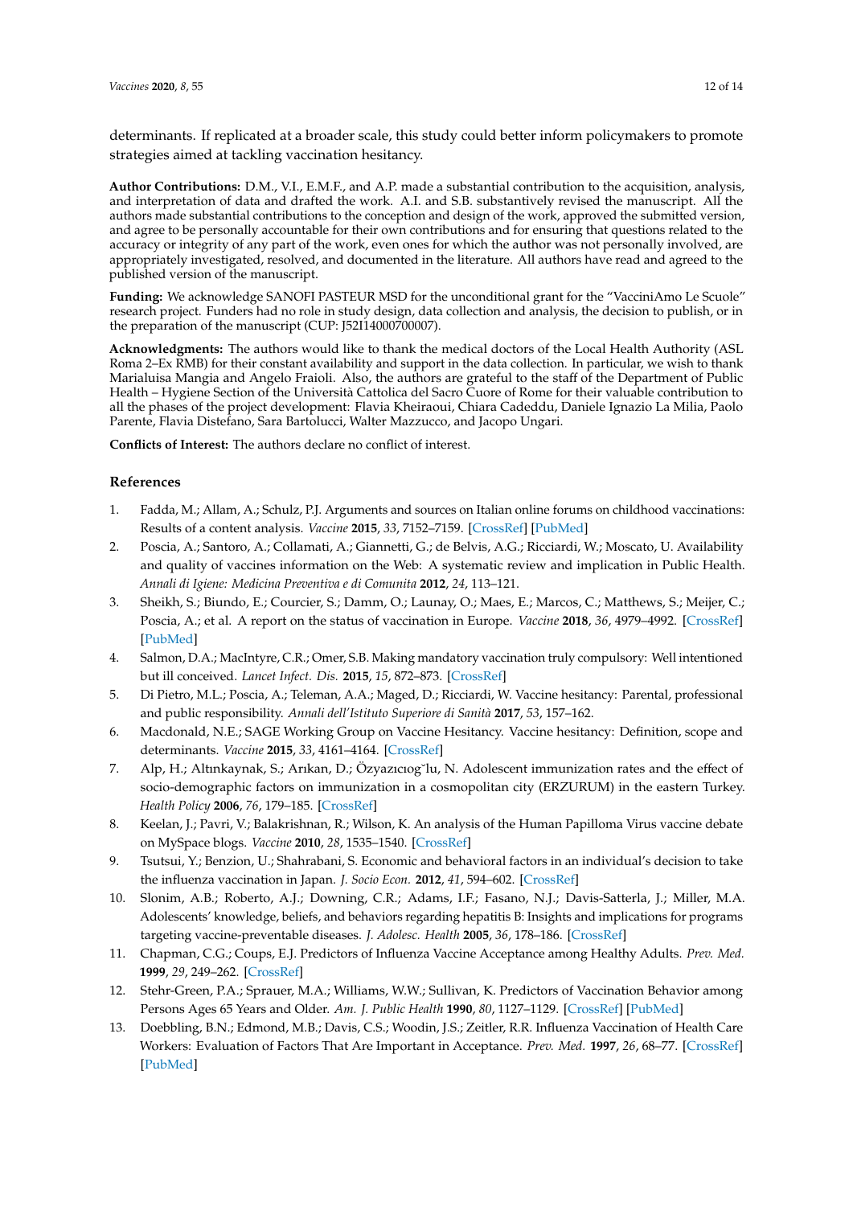determinants. If replicated at a broader scale, this study could better inform policymakers to promote strategies aimed at tackling vaccination hesitancy.

**Author Contributions:** D.M., V.I., E.M.F., and A.P. made a substantial contribution to the acquisition, analysis, and interpretation of data and drafted the work. A.I. and S.B. substantively revised the manuscript. All the authors made substantial contributions to the conception and design of the work, approved the submitted version, and agree to be personally accountable for their own contributions and for ensuring that questions related to the accuracy or integrity of any part of the work, even ones for which the author was not personally involved, are appropriately investigated, resolved, and documented in the literature. All authors have read and agreed to the published version of the manuscript.

**Funding:** We acknowledge SANOFI PASTEUR MSD for the unconditional grant for the "VacciniAmo Le Scuole" research project. Funders had no role in study design, data collection and analysis, the decision to publish, or in the preparation of the manuscript (CUP: J52I14000700007).

**Acknowledgments:** The authors would like to thank the medical doctors of the Local Health Authority (ASL Roma 2–Ex RMB) for their constant availability and support in the data collection. In particular, we wish to thank Marialuisa Mangia and Angelo Fraioli. Also, the authors are grateful to the staff of the Department of Public Health – Hygiene Section of the Università Cattolica del Sacro Cuore of Rome for their valuable contribution to all the phases of the project development: Flavia Kheiraoui, Chiara Cadeddu, Daniele Ignazio La Milia, Paolo Parente, Flavia Distefano, Sara Bartolucci, Walter Mazzucco, and Jacopo Ungari.

**Conflicts of Interest:** The authors declare no conflict of interest.

## References

1. Fadda, M.; Allam, A.; Schulz, P.J. Arguments and sources on Italian online forums on childhood vaccinations: Results of a content analysis. *Vaccine* **2015**, *33*, 7152–7159. [CrossRef] [PubMed]
2. Poscia, A.; Santoro, A.; Collamati, A.; Giannetti, G.; de Belvis, A.G.; Ricciardi, W.; Moscato, U. Availability and quality of vaccines information on the Web: A systematic review and implication in Public Health. *Annali di Igiene: Medicina Preventiva e di Comunita* **2012**, *24*, 113–121.
3. Sheikh, S.; Biundo, E.; Courcier, S.; Damm, O.; Launay, O.; Maes, E.; Marcos, C.; Matthews, S.; Meijer, C.; Poscia, A.; et al. A report on the status of vaccination in Europe. *Vaccine* **2018**, *36*, 4979–4992. [CrossRef] [PubMed]
4. Salmon, D.A.; MacIntyre, C.R.; Omer, S.B. Making mandatory vaccination truly compulsory: Well intentioned but ill conceived. *Lancet Infect. Dis.* **2015**, *15*, 872–873. [CrossRef]
5. Di Pietro, M.L.; Poscia, A.; Teleman, A.A.; Maged, D.; Ricciardi, W. Vaccine hesitancy: Parental, professional and public responsibility. *Annali dell'Istituto Superiore di Sanità* **2017**, *53*, 157–162.
6. Macdonald, N.E.; SAGE Working Group on Vaccine Hesitancy. Vaccine hesitancy: Definition, scope and determinants. *Vaccine* **2015**, *33*, 4161–4164. [CrossRef]
7. Alp, H.; Altınkaynak, S.; Arıkan, D.; Özyazıcıoğlu, N. Adolescent immunization rates and the effect of socio-demographic factors on immunization in a cosmopolitan city (ERZURUM) in the eastern Turkey. *Health Policy* **2006**, *76*, 179–185. [CrossRef]
8. Keelan, J.; Pavri, V.; Balakrishnan, R.; Wilson, K. An analysis of the Human Papilloma Virus vaccine debate on MySpace blogs. *Vaccine* **2010**, *28*, 1535–1540. [CrossRef]
9. Tsutsui, Y.; Benzion, U.; Shahrabani, S. Economic and behavioral factors in an individual's decision to take the influenza vaccination in Japan. *J. Socio Econ.* **2012**, *41*, 594–602. [CrossRef]
10. Slonim, A.B.; Roberto, A.J.; Downing, C.R.; Adams, I.F.; Fasano, N.J.; Davis-Satterla, J.; Miller, M.A. Adolescents' knowledge, beliefs, and behaviors regarding hepatitis B: Insights and implications for programs targeting vaccine-preventable diseases. *J. Adolesc. Health* **2005**, *36*, 178–186. [CrossRef]
11. Chapman, C.G.; Coups, E.J. Predictors of Influenza Vaccine Acceptance among Healthy Adults. *Prev. Med.* **1999**, *29*, 249–262. [CrossRef]
12. Stehr-Green, P.A.; Sprauer, M.A.; Williams, W.W.; Sullivan, K. Predictors of Vaccination Behavior among Persons Ages 65 Years and Older. *Am. J. Public Health* **1990**, *80*, 1127–1129. [CrossRef] [PubMed]
13. Doebbling, B.N.; Edmond, M.B.; Davis, C.S.; Woodin, J.S.; Zeitler, R.R. Influenza Vaccination of Health Care Workers: Evaluation of Factors That Are Important in Acceptance. *Prev. Med.* **1997**, *26*, 68–77. [CrossRef] [PubMed]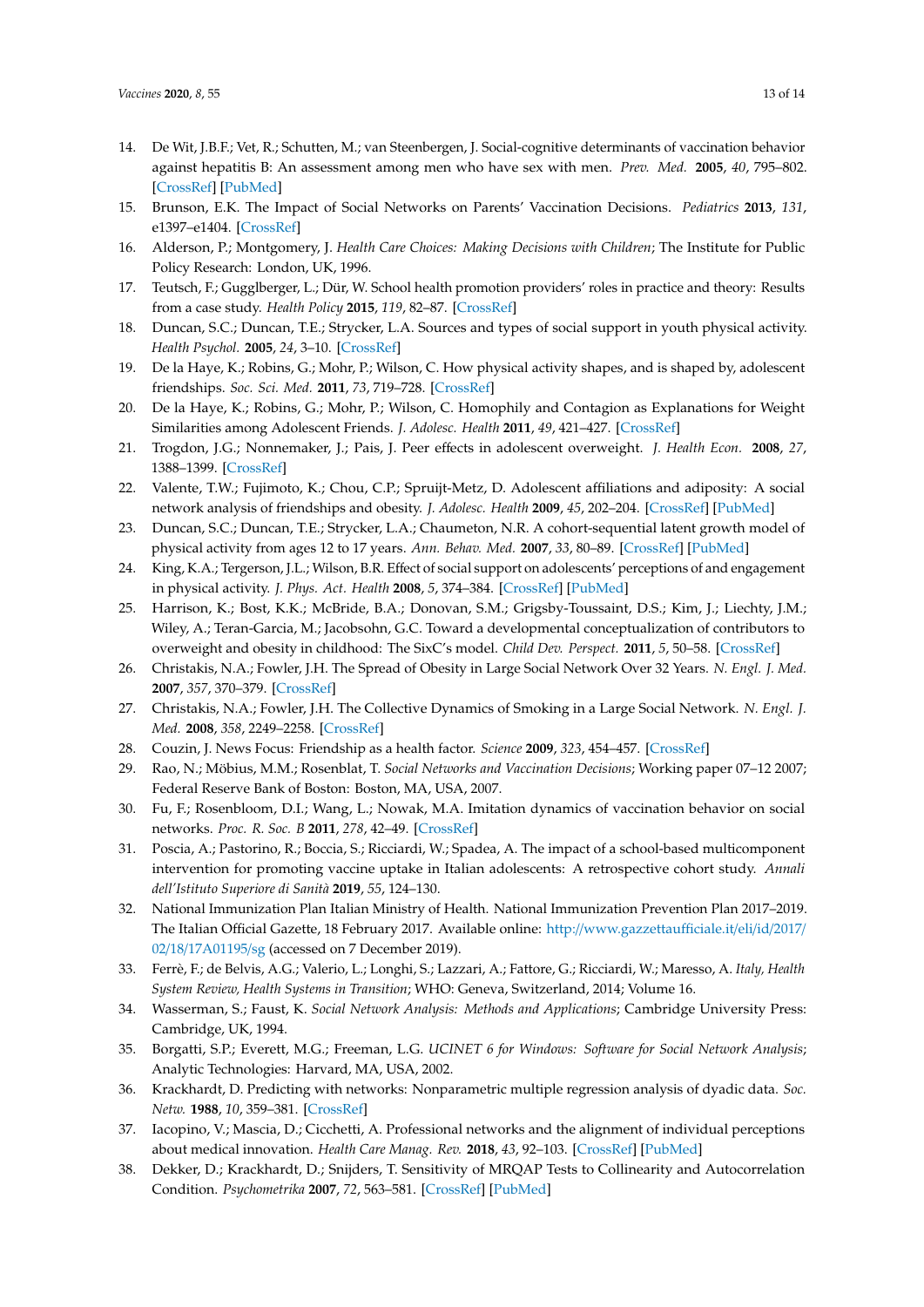14. De Wit, J.B.F.; Vet, R.; Schutten, M.; van Steenbergen, J. Social-cognitive determinants of vaccination behavior against hepatitis B: An assessment among men who have sex with men. *Prev. Med.* **2005**, *40*, 795–802. [CrossRef] [PubMed]
15. Brunson, E.K. The Impact of Social Networks on Parents' Vaccination Decisions. *Pediatrics* **2013**, *131*, e1397–e1404. [CrossRef]
16. Alderson, P.; Montgomery, J. *Health Care Choices: Making Decisions with Children*; The Institute for Public Policy Research: London, UK, 1996.
17. Teutsch, F.; Gugglberger, L.; Dür, W. School health promotion providers' roles in practice and theory: Results from a case study. *Health Policy* **2015**, *119*, 82–87. [CrossRef]
18. Duncan, S.C.; Duncan, T.E.; Strycker, L.A. Sources and types of social support in youth physical activity. *Health Psychol.* **2005**, *24*, 3–10. [CrossRef]
19. De la Haye, K.; Robins, G.; Mohr, P.; Wilson, C. How physical activity shapes, and is shaped by, adolescent friendships. *Soc. Sci. Med.* **2011**, *73*, 719–728. [CrossRef]
20. De la Haye, K.; Robins, G.; Mohr, P.; Wilson, C. Homophily and Contagion as Explanations for Weight Similarities among Adolescent Friends. *J. Adolesc. Health* **2011**, *49*, 421–427. [CrossRef]
21. Trogdon, J.G.; Nonnemaker, J.; Pais, J. Peer effects in adolescent overweight. *J. Health Econ.* **2008**, *27*, 1388–1399. [CrossRef]
22. Valente, T.W.; Fujimoto, K.; Chou, C.P.; Spruijt-Metz, D. Adolescent affiliations and adiposity: A social network analysis of friendships and obesity. *J. Adolesc. Health* **2009**, *45*, 202–204. [CrossRef] [PubMed]
23. Duncan, S.C.; Duncan, T.E.; Strycker, L.A.; Chaumeton, N.R. A cohort-sequential latent growth model of physical activity from ages 12 to 17 years. *Ann. Behav. Med.* **2007**, *33*, 80–89. [CrossRef] [PubMed]
24. King, K.A.; Tergerson, J.L.; Wilson, B.R. Effect of social support on adolescents' perceptions of and engagement in physical activity. *J. Phys. Act. Health* **2008**, *5*, 374–384. [CrossRef] [PubMed]
25. Harrison, K.; Bost, K.K.; McBride, B.A.; Donovan, S.M.; Grigsby-Toussaint, D.S.; Kim, J.; Liechty, J.M.; Wiley, A.; Teran-Garcia, M.; Jacobsohn, G.C. Toward a developmental conceptualization of contributors to overweight and obesity in childhood: The SixC's model. *Child Dev. Perspect.* **2011**, *5*, 50–58. [CrossRef]
26. Christakis, N.A.; Fowler, J.H. The Spread of Obesity in Large Social Network Over 32 Years. *N. Engl. J. Med.* **2007**, *357*, 370–379. [CrossRef]
27. Christakis, N.A.; Fowler, J.H. The Collective Dynamics of Smoking in a Large Social Network. *N. Engl. J. Med.* **2008**, *358*, 2249–2258. [CrossRef]
28. Couzin, J. News Focus: Friendship as a health factor. *Science* **2009**, *323*, 454–457. [CrossRef]
29. Rao, N.; Möbius, M.M.; Rosenblat, T. *Social Networks and Vaccination Decisions*; Working paper 07–12 2007; Federal Reserve Bank of Boston: Boston, MA, USA, 2007.
30. Fu, F.; Rosenbloom, D.I.; Wang, L.; Nowak, M.A. Imitation dynamics of vaccination behavior on social networks. *Proc. R. Soc. B* **2011**, *278*, 42–49. [CrossRef]
31. Poscia, A.; Pastorino, R.; Boccia, S.; Ricciardi, W.; Spadea, A. The impact of a school-based multicomponent intervention for promoting vaccine uptake in Italian adolescents: A retrospective cohort study. *Annali dell'Istituto Superiore di Sanità* **2019**, *55*, 124–130.
32. National Immunization Plan Italian Ministry of Health. National Immunization Prevention Plan 2017–2019. The Italian Official Gazette, 18 February 2017. Available online: http://www.gazzettaufficiale.it/eli/id/2017/02/18/17A01195/sg (accessed on 7 December 2019).
33. Ferrè, F.; de Belvis, A.G.; Valerio, L.; Longhi, S.; Lazzari, A.; Fattore, G.; Ricciardi, W.; Maresso, A. *Italy, Health System Review, Health Systems in Transition*; WHO: Geneva, Switzerland, 2014; Volume 16.
34. Wasserman, S.; Faust, K. *Social Network Analysis: Methods and Applications*; Cambridge University Press: Cambridge, UK, 1994.
35. Borgatti, S.P.; Everett, M.G.; Freeman, L.G. *UCINET 6 for Windows: Software for Social Network Analysis*; Analytic Technologies: Harvard, MA, USA, 2002.
36. Krackhardt, D. Predicting with networks: Nonparametric multiple regression analysis of dyadic data. *Soc. Netw.* **1988**, *10*, 359–381. [CrossRef]
37. Iacopino, V.; Mascia, D.; Cicchetti, A. Professional networks and the alignment of individual perceptions about medical innovation. *Health Care Manag. Rev.* **2018**, *43*, 92–103. [CrossRef] [PubMed]
38. Dekker, D.; Krackhardt, D.; Snijders, T. Sensitivity of MRQAP Tests to Collinearity and Autocorrelation Condition. *Psychometrika* **2007**, *72*, 563–581. [CrossRef] [PubMed]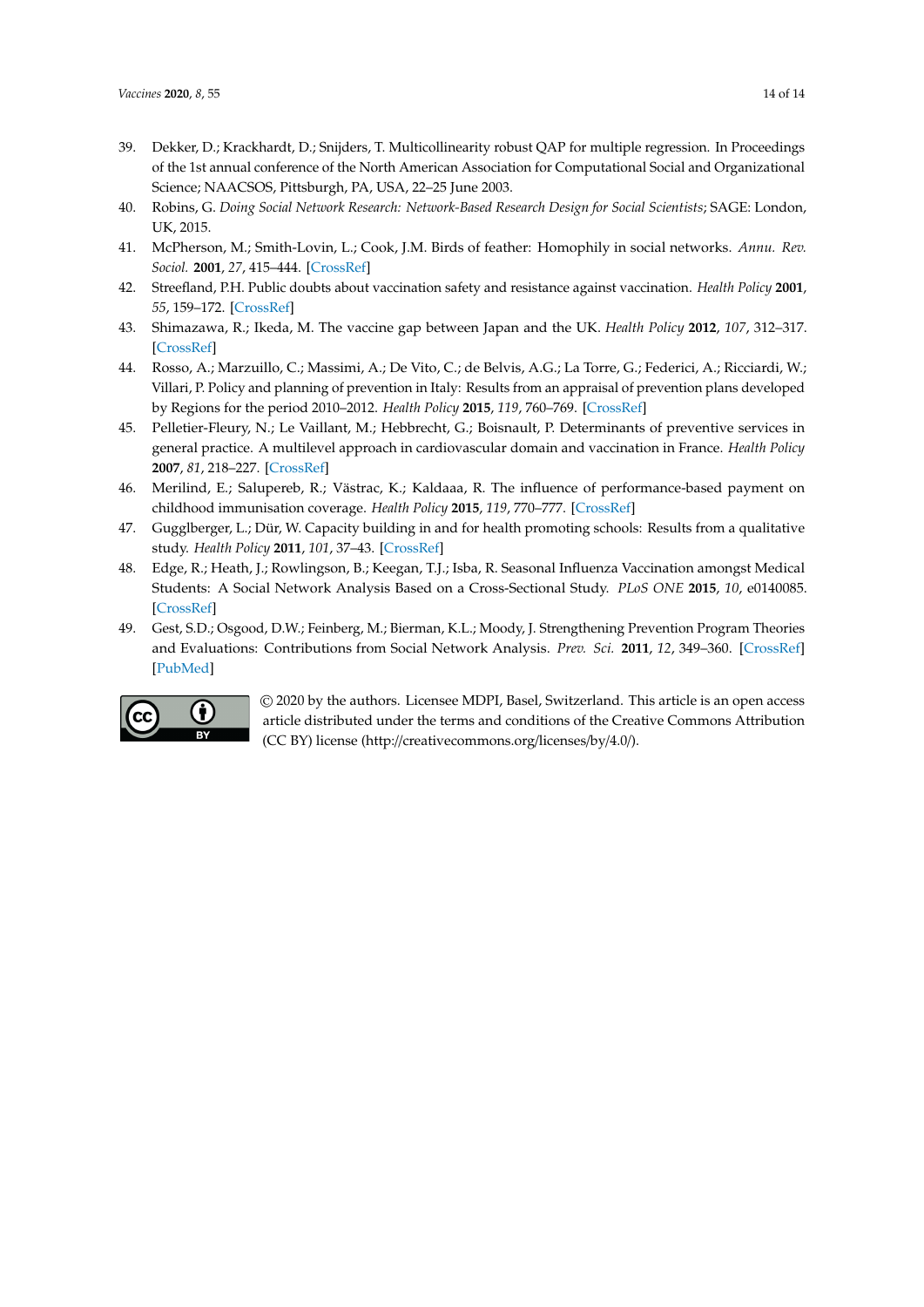39. Dekker, D.; Krackhardt, D.; Snijders, T. Multicollinearity robust QAP for multiple regression. In Proceedings of the 1st annual conference of the North American Association for Computational Social and Organizational Science; NAACSOS, Pittsburgh, PA, USA, 22–25 June 2003.
40. Robins, G. *Doing Social Network Research: Network-Based Research Design for Social Scientists*; SAGE: London, UK, 2015.
41. McPherson, M.; Smith-Lovin, L.; Cook, J.M. Birds of feather: Homophily in social networks. *Annu. Rev. Sociol.* **2001**, *27*, 415–444. [CrossRef]
42. Streefland, P.H. Public doubts about vaccination safety and resistance against vaccination. *Health Policy* **2001**, *55*, 159–172. [CrossRef]
43. Shimazawa, R.; Ikeda, M. The vaccine gap between Japan and the UK. *Health Policy* **2012**, *107*, 312–317. [CrossRef]
44. Rosso, A.; Marzuillo, C.; Massimi, A.; De Vito, C.; de Belvis, A.G.; La Torre, G.; Federici, A.; Ricciardi, W.; Villari, P. Policy and planning of prevention in Italy: Results from an appraisal of prevention plans developed by Regions for the period 2010–2012. *Health Policy* **2015**, *119*, 760–769. [CrossRef]
45. Pelletier-Fleury, N.; Le Vaillant, M.; Hebbrecht, G.; Boisnault, P. Determinants of preventive services in general practice. A multilevel approach in cardiovascular domain and vaccination in France. *Health Policy* **2007**, *81*, 218–227. [CrossRef]
46. Merilind, E.; Salupereb, R.; Västrac, K.; Kaldaaa, R. The influence of performance-based payment on childhood immunisation coverage. *Health Policy* **2015**, *119*, 770–777. [CrossRef]
47. Gugglberger, L.; Dür, W. Capacity building in and for health promoting schools: Results from a qualitative study. *Health Policy* **2011**, *101*, 37–43. [CrossRef]
48. Edge, R.; Heath, J.; Rowlingson, B.; Keegan, T.J.; Isba, R. Seasonal Influenza Vaccination amongst Medical Students: A Social Network Analysis Based on a Cross-Sectional Study. *PLoS ONE* **2015**, *10*, e0140085. [CrossRef]
49. Gest, S.D.; Osgood, D.W.; Feinberg, M.; Bierman, K.L.; Moody, J. Strengthening Prevention Program Theories and Evaluations: Contributions from Social Network Analysis. *Prev. Sci.* **2011**, *12*, 349–360. [CrossRef] [PubMed]

© 2020 by the authors. Licensee MDPI, Basel, Switzerland. This article is an open access article distributed under the terms and conditions of the Creative Commons Attribution (CC BY) license (http://creativecommons.org/licenses/by/4.0/).